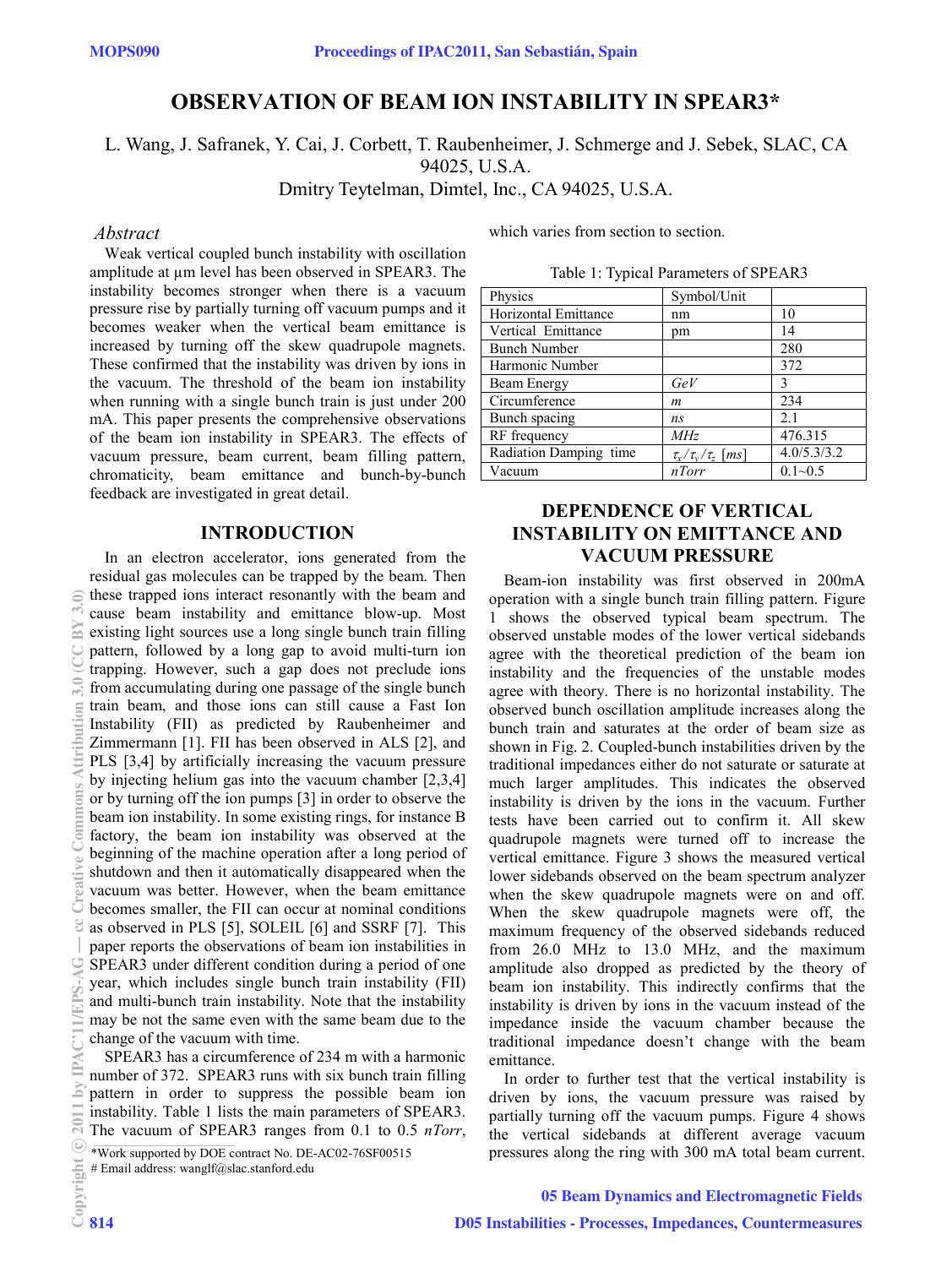# OBSERVATION OF BEAM ION INSTABILITY IN SPEAR3*

L. Wang, J. Safranek, Y. Cai, J. Corbett, T. Raubenheimer, J. Schmerge and J. Sebek, SLAC, CA 94025, U.S.A.

Dmitry Teytelman, Dimtel, Inc., CA 94025, U.S.A.

## *Abstract*

Weak vertical coupled bunch instability with oscillation amplitude at µm level has been observed in SPEAR3. The instability becomes stronger when there is a vacuum pressure rise by partially turning off vacuum pumps and it becomes weaker when the vertical beam emittance is increased by turning off the skew quadrupole magnets. These confirmed that the instability was driven by ions in the vacuum. The threshold of the beam ion instability when running with a single bunch train is just under 200 mA. This paper presents the comprehensive observations of the beam ion instability in SPEAR3. The effects of vacuum pressure, beam current, beam filling pattern, chromaticity, beam emittance and bunch-by-bunch feedback are investigated in great detail.

## INTRODUCTION

In an electron accelerator, ions generated from the residual gas molecules can be trapped by the beam. Then these trapped ions interact resonantly with the beam and cause beam instability and emittance blow-up. Most existing light sources use a long single bunch train filling pattern, followed by a long gap to avoid multi-turn ion trapping. However, such a gap does not preclude ions from accumulating during one passage of the single bunch train beam, and those ions can still cause a Fast Ion Instability (FII) as predicted by Raubenheimer and Zimmermann [1]. FII has been observed in ALS [2], and PLS [3,4] by artificially increasing the vacuum pressure by injecting helium gas into the vacuum chamber [2,3,4] or by turning off the ion pumps [3] in order to observe the beam ion instability. In some existing rings, for instance B factory, the beam ion instability was observed at the beginning of the machine operation after a long period of shutdown and then it automatically disappeared when the vacuum was better. However, when the beam emittance becomes smaller, the FII can occur at nominal conditions as observed in PLS [5], SOLEIL [6] and SSRF [7]. This paper reports the observations of beam ion instabilities in SPEAR3 under different condition during a period of one year, which includes single bunch train instability (FII) and multi-bunch train instability. Note that the instability may be not the same even with the same beam due to the change of the vacuum with time.

SPEAR3 has a circumference of 234 m with a harmonic number of 372. SPEAR3 runs with six bunch train filling pattern in order to suppress the possible beam ion instability. Table 1 lists the main parameters of SPEAR3. The vacuum of SPEAR3 ranges from 0.1 to 0.5 *nTorr*, which varies from section to section.

*Work supported by DOE contract No. DE-AC02-76SF00515
# Email address: wanglf@slac.stanford.edu

Table 1: Typical Parameters of SPEAR3

| Physics | Symbol/Unit | |
|---|---|---|
| Horizontal Emittance | nm | 10 |
| Vertical Emittance | pm | 14 |
| Bunch Number | | 280 |
| Harmonic Number | | 372 |
| Beam Energy | *GeV* | 3 |
| Circumference | *m* | 234 |
| Bunch spacing | *ns* | 2.1 |
| RF frequency | *MHz* | 476.315 |
| Radiation Damping time | $\tau_x/\tau_y/\tau_z$ [*ms*] | 4.0/5.3/3.2 |
| Vacuum | *nTorr* | 0.1~0.5 |

## DEPENDENCE OF VERTICAL INSTABILITY ON EMITTANCE AND VACUUM PRESSURE

Beam-ion instability was first observed in 200mA operation with a single bunch train filling pattern. Figure 1 shows the observed typical beam spectrum. The observed unstable modes of the lower vertical sidebands agree with the theoretical prediction of the beam ion instability and the frequencies of the unstable modes agree with theory. There is no horizontal instability. The observed bunch oscillation amplitude increases along the bunch train and saturates at the order of beam size as shown in Fig. 2. Coupled-bunch instabilities driven by the traditional impedances either do not saturate or saturate at much larger amplitudes. This indicates the observed instability is driven by the ions in the vacuum. Further tests have been carried out to confirm it. All skew quadrupole magnets were turned off to increase the vertical emittance. Figure 3 shows the measured vertical lower sidebands observed on the beam spectrum analyzer when the skew quadrupole magnets were on and off. When the skew quadrupole magnets were off, the maximum frequency of the observed sidebands reduced from 26.0 MHz to 13.0 MHz, and the maximum amplitude also dropped as predicted by the theory of beam ion instability. This indirectly confirms that the instability is driven by ions in the vacuum instead of the impedance inside the vacuum chamber because the traditional impedance doesn't change with the beam emittance.

In order to further test that the vertical instability is driven by ions, the vacuum pressure was raised by partially turning off the vacuum pumps. Figure 4 shows the vertical sidebands at different average vacuum pressures along the ring with 300 mA total beam current.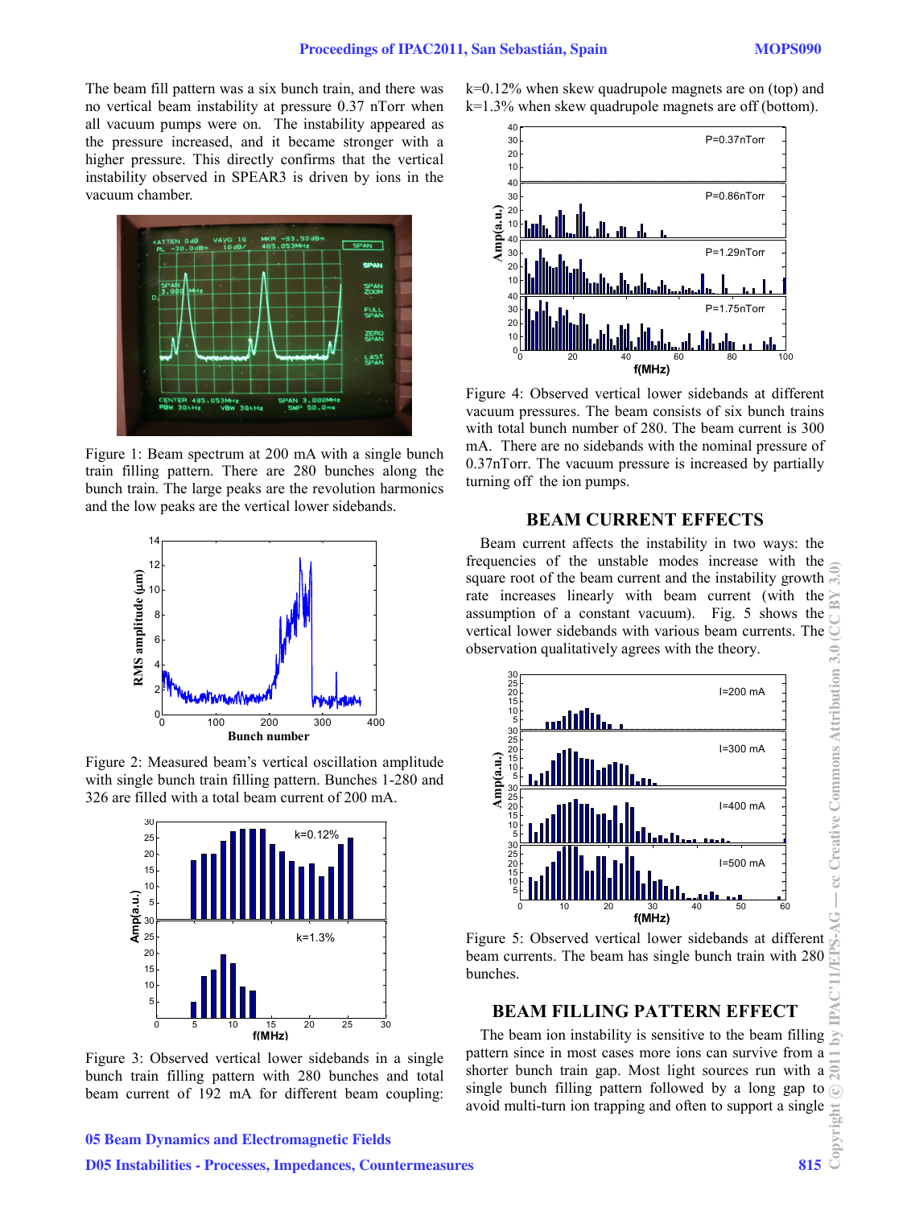The beam fill pattern was a six bunch train, and there was no vertical beam instability at pressure 0.37 nTorr when all vacuum pumps were on. The instability appeared as the pressure increased, and it became stronger with a higher pressure. This directly confirms that the vertical instability observed in SPEAR3 is driven by ions in the vacuum chamber.

Figure 1: Beam spectrum at 200 mA with a single bunch train filling pattern. There are 280 bunches along the bunch train. The large peaks are the revolution harmonics and the low peaks are the vertical lower sidebands.

Figure 2: Measured beam's vertical oscillation amplitude with single bunch train filling pattern. Bunches 1-280 and 326 are filled with a total beam current of 200 mA.

Figure 3: Observed vertical lower sidebands in a single bunch train filling pattern with 280 bunches and total beam current of 192 mA for different beam coupling: k=0.12% when skew quadrupole magnets are on (top) and k=1.3% when skew quadrupole magnets are off (bottom).

Figure 4: Observed vertical lower sidebands at different vacuum pressures. The beam consists of six bunch trains with total bunch number of 280. The beam current is 300 mA. There are no sidebands with the nominal pressure of 0.37nTorr. The vacuum pressure is increased by partially turning off the ion pumps.

## BEAM CURRENT EFFECTS

Beam current affects the instability in two ways: the frequencies of the unstable modes increase with the square root of the beam current and the instability growth rate increases linearly with beam current (with the assumption of a constant vacuum). Fig. 5 shows the vertical lower sidebands with various beam currents. The observation qualitatively agrees with the theory.

Figure 5: Observed vertical lower sidebands at different beam currents. The beam has single bunch train with 280 bunches.

## BEAM FILLING PATTERN EFFECT

The beam ion instability is sensitive to the beam filling pattern since in most cases more ions can survive from a shorter bunch train gap. Most light sources run with a single bunch filling pattern followed by a long gap to avoid multi-turn ion trapping and often to support a single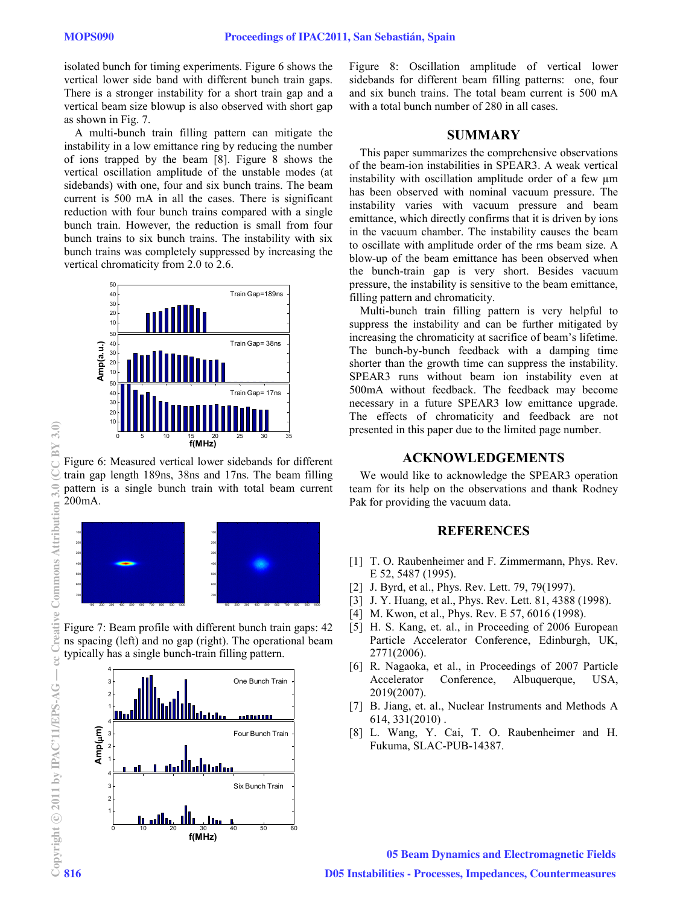isolated bunch for timing experiments. Figure 6 shows the vertical lower side band with different bunch train gaps. There is a stronger instability for a short train gap and a vertical beam size blowup is also observed with short gap as shown in Fig. 7.

A multi-bunch train filling pattern can mitigate the instability in a low emittance ring by reducing the number of ions trapped by the beam [8]. Figure 8 shows the vertical oscillation amplitude of the unstable modes (at sidebands) with one, four and six bunch trains. The beam current is 500 mA in all the cases. There is significant reduction with four bunch trains compared with a single bunch train. However, the reduction is small from four bunch trains to six bunch trains. The instability with six bunch trains was completely suppressed by increasing the vertical chromaticity from 2.0 to 2.6.

Train Gap=189ns
Train Gap= 38ns
Train Gap= 17ns
Amp(a.u.)
f(MHz)

Figure 6: Measured vertical lower sidebands for different train gap length 189ns, 38ns and 17ns. The beam filling pattern is a single bunch train with total beam current 200mA.

Figure 7: Beam profile with different bunch train gaps: 42 ns spacing (left) and no gap (right). The operational beam typically has a single bunch-train filling pattern.

One Bunch Train
Four Bunch Train
Six Bunch Train
Amp(μm)
f(MHz)

Figure 8: Oscillation amplitude of vertical lower sidebands for different beam filling patterns: one, four and six bunch trains. The total beam current is 500 mA with a total bunch number of 280 in all cases.

## SUMMARY

This paper summarizes the comprehensive observations of the beam-ion instabilities in SPEAR3. A weak vertical instability with oscillation amplitude order of a few μm has been observed with nominal vacuum pressure. The instability varies with vacuum pressure and beam emittance, which directly confirms that it is driven by ions in the vacuum chamber. The instability causes the beam to oscillate with amplitude order of the rms beam size. A blow-up of the beam emittance has been observed when the bunch-train gap is very short. Besides vacuum pressure, the instability is sensitive to the beam emittance, filling pattern and chromaticity.

Multi-bunch train filling pattern is very helpful to suppress the instability and can be further mitigated by increasing the chromaticity at sacrifice of beam's lifetime. The bunch-by-bunch feedback with a damping time shorter than the growth time can suppress the instability. SPEAR3 runs without beam ion instability even at 500mA without feedback. The feedback may become necessary in a future SPEAR3 low emittance upgrade. The effects of chromaticity and feedback are not presented in this paper due to the limited page number.

## ACKNOWLEDGEMENTS

We would like to acknowledge the SPEAR3 operation team for its help on the observations and thank Rodney Pak for providing the vacuum data.

## REFERENCES

[1] T. O. Raubenheimer and F. Zimmermann, Phys. Rev. E 52, 5487 (1995).
[2] J. Byrd, et al., Phys. Rev. Lett. 79, 79(1997).
[3] J. Y. Huang, et al., Phys. Rev. Lett. 81, 4388 (1998).
[4] M. Kwon, et al., Phys. Rev. E 57, 6016 (1998).
[5] H. S. Kang, et. al., in Proceeding of 2006 European Particle Accelerator Conference, Edinburgh, UK, 2771(2006).
[6] R. Nagaoka, et al., in Proceedings of 2007 Particle Accelerator Conference, Albuquerque, USA, 2019(2007).
[7] B. Jiang, et. al., Nuclear Instruments and Methods A 614, 331(2010) .
[8] L. Wang, Y. Cai, T. O. Raubenheimer and H. Fukuma, SLAC-PUB-14387.